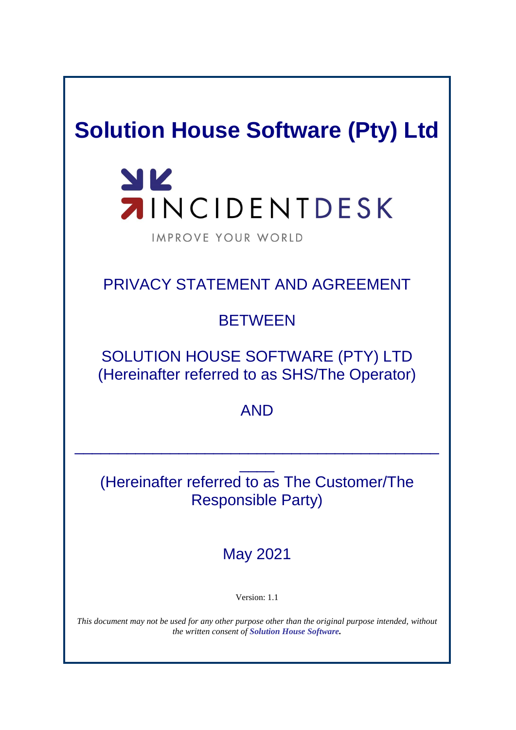# Solution House Software (Pty) Ltd

INCIDENTDESK

IMPROVE YOUR WORLD

PRIVACY STATEMENT AND AGREEMENT

BETWEEN

SOLUTION HOUSE SOFTWARE (PTY) LTD
(Hereinafter referred to as SHS/The Operator)

AND

\_\_\_\_\_\_\_\_\_\_\_\_\_\_\_\_\_\_\_\_\_\_\_\_\_\_\_\_\_\_\_\_\_\_\_\_\_\_\_\_\_\_\_\_\_\_\_\_

(Hereinafter referred to as The Customer/The Responsible Party)

May 2021

Version: 1.1

*This document may not be used for any other purpose other than the original purpose intended, without the written consent of* ***Solution House Software.***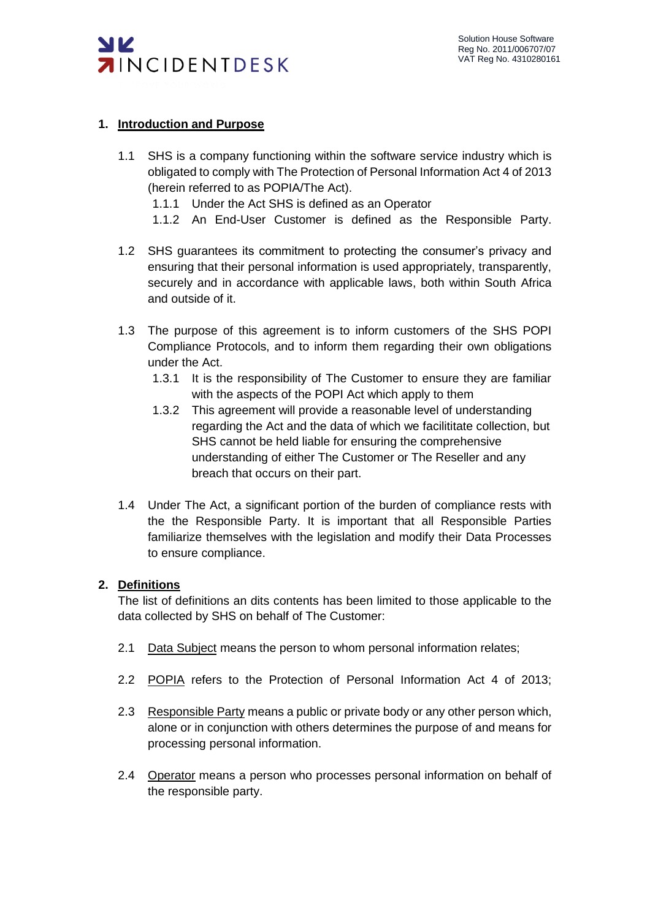## 1. Introduction and Purpose

1.1 SHS is a company functioning within the software service industry which is obligated to comply with The Protection of Personal Information Act 4 of 2013 (herein referred to as POPIA/The Act).

1.1.1 Under the Act SHS is defined as an Operator

1.1.2 An End-User Customer is defined as the Responsible Party.

1.2 SHS guarantees its commitment to protecting the consumer's privacy and ensuring that their personal information is used appropriately, transparently, securely and in accordance with applicable laws, both within South Africa and outside of it.

1.3 The purpose of this agreement is to inform customers of the SHS POPI Compliance Protocols, and to inform them regarding their own obligations under the Act.

1.3.1 It is the responsibility of The Customer to ensure they are familiar with the aspects of the POPI Act which apply to them

1.3.2 This agreement will provide a reasonable level of understanding regarding the Act and the data of which we facilititate collection, but SHS cannot be held liable for ensuring the comprehensive understanding of either The Customer or The Reseller and any breach that occurs on their part.

1.4 Under The Act, a significant portion of the burden of compliance rests with the the Responsible Party. It is important that all Responsible Parties familiarize themselves with the legislation and modify their Data Processes to ensure compliance.

## 2. Definitions

The list of definitions an dits contents has been limited to those applicable to the data collected by SHS on behalf of The Customer:

2.1 Data Subject means the person to whom personal information relates;

2.2 POPIA refers to the Protection of Personal Information Act 4 of 2013;

2.3 Responsible Party means a public or private body or any other person which, alone or in conjunction with others determines the purpose of and means for processing personal information.

2.4 Operator means a person who processes personal information on behalf of the responsible party.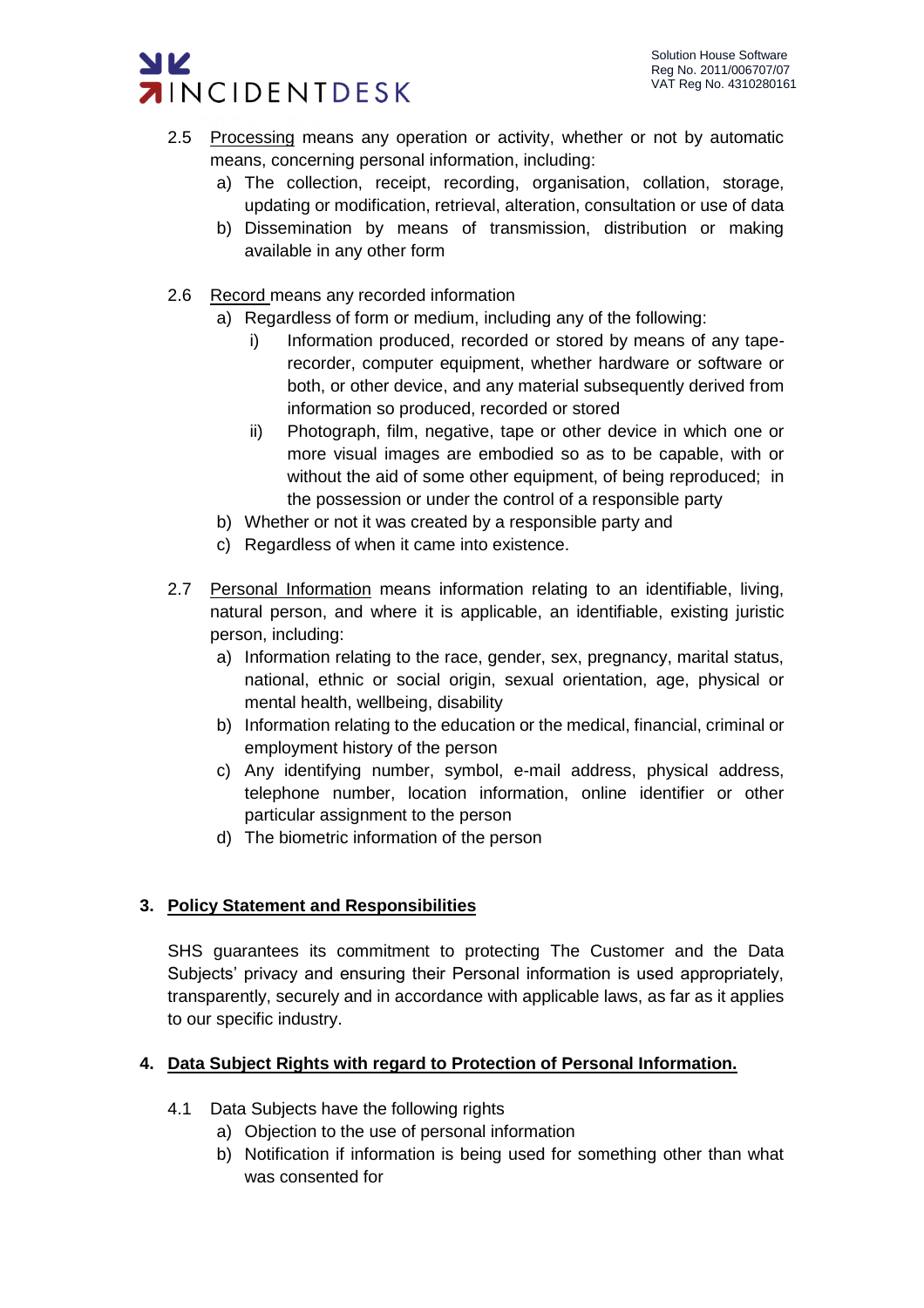2.5 Processing means any operation or activity, whether or not by automatic means, concerning personal information, including:

a) The collection, receipt, recording, organisation, collation, storage, updating or modification, retrieval, alteration, consultation or use of data
b) Dissemination by means of transmission, distribution or making available in any other form

2.6 Record means any recorded information

a) Regardless of form or medium, including any of the following:
   i) Information produced, recorded or stored by means of any tape-recorder, computer equipment, whether hardware or software or both, or other device, and any material subsequently derived from information so produced, recorded or stored
   ii) Photograph, film, negative, tape or other device in which one or more visual images are embodied so as to be capable, with or without the aid of some other equipment, of being reproduced; in the possession or under the control of a responsible party
b) Whether or not it was created by a responsible party and
c) Regardless of when it came into existence.

2.7 Personal Information means information relating to an identifiable, living, natural person, and where it is applicable, an identifiable, existing juristic person, including:

a) Information relating to the race, gender, sex, pregnancy, marital status, national, ethnic or social origin, sexual orientation, age, physical or mental health, wellbeing, disability
b) Information relating to the education or the medical, financial, criminal or employment history of the person
c) Any identifying number, symbol, e-mail address, physical address, telephone number, location information, online identifier or other particular assignment to the person
d) The biometric information of the person

## 3. Policy Statement and Responsibilities

SHS guarantees its commitment to protecting The Customer and the Data Subjects' privacy and ensuring their Personal information is used appropriately, transparently, securely and in accordance with applicable laws, as far as it applies to our specific industry.

## 4. Data Subject Rights with regard to Protection of Personal Information.

4.1 Data Subjects have the following rights

a) Objection to the use of personal information
b) Notification if information is being used for something other than what was consented for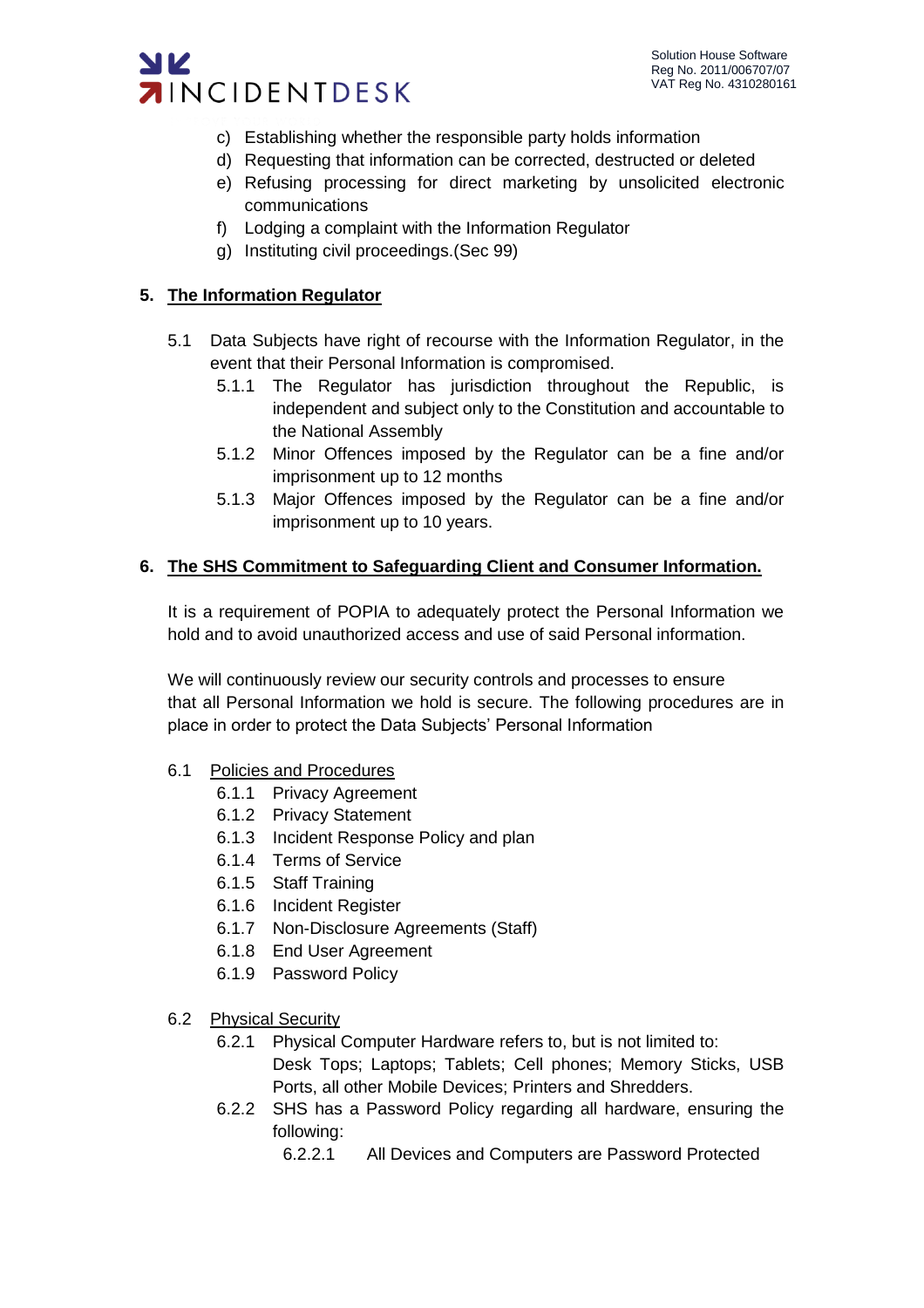c) Establishing whether the responsible party holds information
d) Requesting that information can be corrected, destructed or deleted
e) Refusing processing for direct marketing by unsolicited electronic communications
f) Lodging a complaint with the Information Regulator
g) Instituting civil proceedings.(Sec 99)

## 5. The Information Regulator

5.1 Data Subjects have right of recourse with the Information Regulator, in the event that their Personal Information is compromised.

5.1.1 The Regulator has jurisdiction throughout the Republic, is independent and subject only to the Constitution and accountable to the National Assembly

5.1.2 Minor Offences imposed by the Regulator can be a fine and/or imprisonment up to 12 months

5.1.3 Major Offences imposed by the Regulator can be a fine and/or imprisonment up to 10 years.

## 6. The SHS Commitment to Safeguarding Client and Consumer Information.

It is a requirement of POPIA to adequately protect the Personal Information we hold and to avoid unauthorized access and use of said Personal information.

We will continuously review our security controls and processes to ensure that all Personal Information we hold is secure. The following procedures are in place in order to protect the Data Subjects' Personal Information

6.1 Policies and Procedures

6.1.1 Privacy Agreement
6.1.2 Privacy Statement
6.1.3 Incident Response Policy and plan
6.1.4 Terms of Service
6.1.5 Staff Training
6.1.6 Incident Register
6.1.7 Non-Disclosure Agreements (Staff)
6.1.8 End User Agreement
6.1.9 Password Policy

6.2 Physical Security

6.2.1 Physical Computer Hardware refers to, but is not limited to: Desk Tops; Laptops; Tablets; Cell phones; Memory Sticks, USB Ports, all other Mobile Devices; Printers and Shredders.

6.2.2 SHS has a Password Policy regarding all hardware, ensuring the following:

6.2.2.1 All Devices and Computers are Password Protected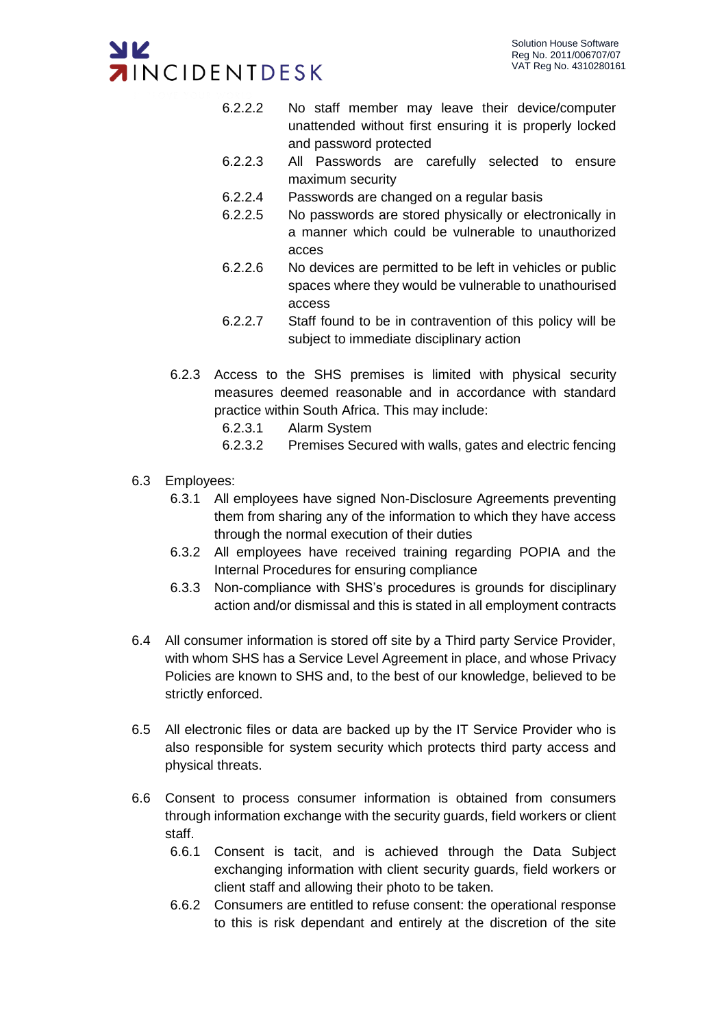6.2.2.2 No staff member may leave their device/computer unattended without first ensuring it is properly locked and password protected

6.2.2.3 All Passwords are carefully selected to ensure maximum security

6.2.2.4 Passwords are changed on a regular basis

6.2.2.5 No passwords are stored physically or electronically in a manner which could be vulnerable to unauthorized acces

6.2.2.6 No devices are permitted to be left in vehicles or public spaces where they would be vulnerable to unathourised access

6.2.2.7 Staff found to be in contravention of this policy will be subject to immediate disciplinary action

6.2.3 Access to the SHS premises is limited with physical security measures deemed reasonable and in accordance with standard practice within South Africa. This may include:

6.2.3.1 Alarm System

6.2.3.2 Premises Secured with walls, gates and electric fencing

6.3 Employees:

6.3.1 All employees have signed Non-Disclosure Agreements preventing them from sharing any of the information to which they have access through the normal execution of their duties

6.3.2 All employees have received training regarding POPIA and the Internal Procedures for ensuring compliance

6.3.3 Non-compliance with SHS's procedures is grounds for disciplinary action and/or dismissal and this is stated in all employment contracts

6.4 All consumer information is stored off site by a Third party Service Provider, with whom SHS has a Service Level Agreement in place, and whose Privacy Policies are known to SHS and, to the best of our knowledge, believed to be strictly enforced.

6.5 All electronic files or data are backed up by the IT Service Provider who is also responsible for system security which protects third party access and physical threats.

6.6 Consent to process consumer information is obtained from consumers through information exchange with the security guards, field workers or client staff.

6.6.1 Consent is tacit, and is achieved through the Data Subject exchanging information with client security guards, field workers or client staff and allowing their photo to be taken.

6.6.2 Consumers are entitled to refuse consent: the operational response to this is risk dependant and entirely at the discretion of the site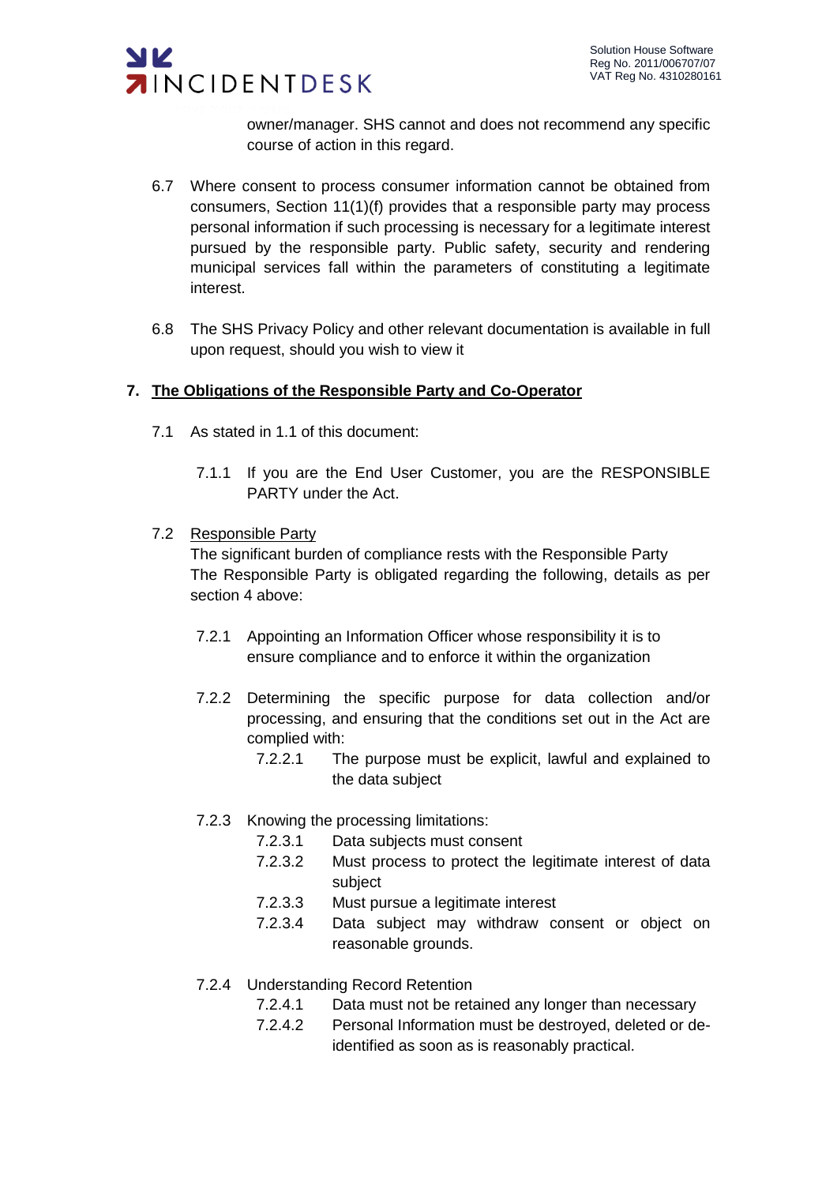owner/manager. SHS cannot and does not recommend any specific course of action in this regard.

6.7 Where consent to process consumer information cannot be obtained from consumers, Section 11(1)(f) provides that a responsible party may process personal information if such processing is necessary for a legitimate interest pursued by the responsible party. Public safety, security and rendering municipal services fall within the parameters of constituting a legitimate interest.

6.8 The SHS Privacy Policy and other relevant documentation is available in full upon request, should you wish to view it

## 7. The Obligations of the Responsible Party and Co-Operator

7.1 As stated in 1.1 of this document:

7.1.1 If you are the End User Customer, you are the RESPONSIBLE PARTY under the Act.

7.2 Responsible Party
The significant burden of compliance rests with the Responsible Party
The Responsible Party is obligated regarding the following, details as per section 4 above:

7.2.1 Appointing an Information Officer whose responsibility it is to ensure compliance and to enforce it within the organization

7.2.2 Determining the specific purpose for data collection and/or processing, and ensuring that the conditions set out in the Act are complied with:

7.2.2.1 The purpose must be explicit, lawful and explained to the data subject

7.2.3 Knowing the processing limitations:

7.2.3.1 Data subjects must consent

7.2.3.2 Must process to protect the legitimate interest of data subject

7.2.3.3 Must pursue a legitimate interest

7.2.3.4 Data subject may withdraw consent or object on reasonable grounds.

7.2.4 Understanding Record Retention

7.2.4.1 Data must not be retained any longer than necessary

7.2.4.2 Personal Information must be destroyed, deleted or de-identified as soon as is reasonably practical.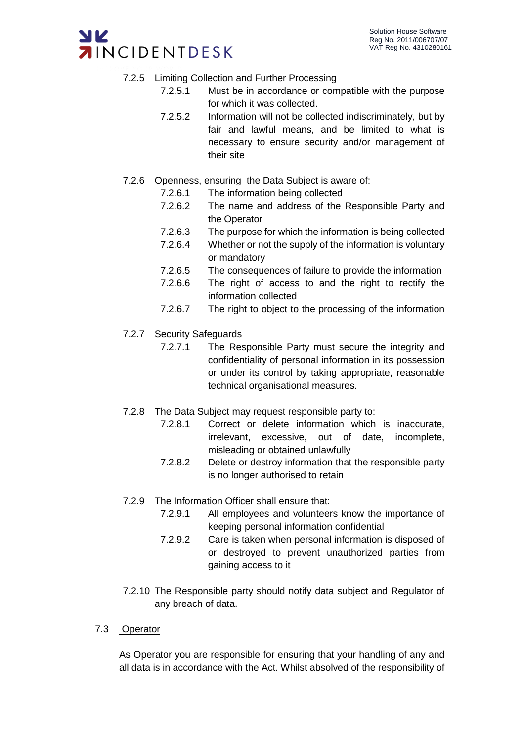7.2.5 Limiting Collection and Further Processing

- 7.2.5.1 Must be in accordance or compatible with the purpose for which it was collected.
- 7.2.5.2 Information will not be collected indiscriminately, but by fair and lawful means, and be limited to what is necessary to ensure security and/or management of their site

7.2.6 Openness, ensuring the Data Subject is aware of:

- 7.2.6.1 The information being collected
- 7.2.6.2 The name and address of the Responsible Party and the Operator
- 7.2.6.3 The purpose for which the information is being collected
- 7.2.6.4 Whether or not the supply of the information is voluntary or mandatory
- 7.2.6.5 The consequences of failure to provide the information
- 7.2.6.6 The right of access to and the right to rectify the information collected
- 7.2.6.7 The right to object to the processing of the information

7.2.7 Security Safeguards

- 7.2.7.1 The Responsible Party must secure the integrity and confidentiality of personal information in its possession or under its control by taking appropriate, reasonable technical organisational measures.

7.2.8 The Data Subject may request responsible party to:

- 7.2.8.1 Correct or delete information which is inaccurate, irrelevant, excessive, out of date, incomplete, misleading or obtained unlawfully
- 7.2.8.2 Delete or destroy information that the responsible party is no longer authorised to retain

7.2.9 The Information Officer shall ensure that:

- 7.2.9.1 All employees and volunteers know the importance of keeping personal information confidential
- 7.2.9.2 Care is taken when personal information is disposed of or destroyed to prevent unauthorized parties from gaining access to it

7.2.10 The Responsible party should notify data subject and Regulator of any breach of data.

## 7.3 Operator

As Operator you are responsible for ensuring that your handling of any and all data is in accordance with the Act. Whilst absolved of the responsibility of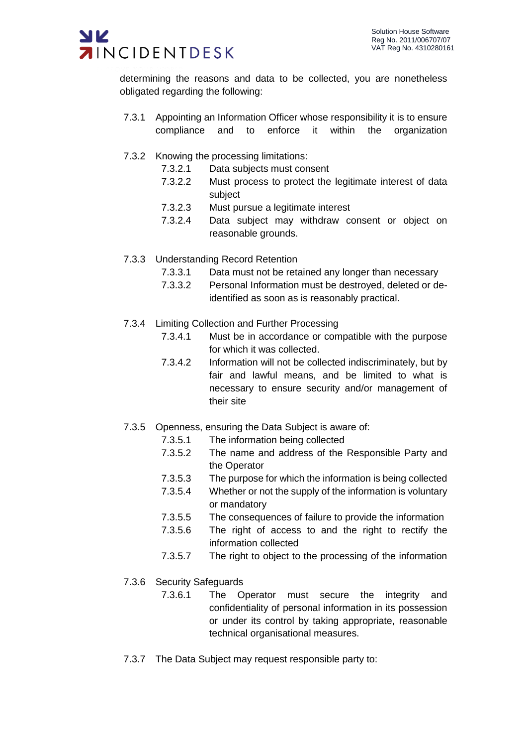determining the reasons and data to be collected, you are nonetheless obligated regarding the following:

7.3.1 Appointing an Information Officer whose responsibility it is to ensure compliance and to enforce it within the organization

7.3.2 Knowing the processing limitations:

- 7.3.2.1 Data subjects must consent
- 7.3.2.2 Must process to protect the legitimate interest of data subject
- 7.3.2.3 Must pursue a legitimate interest
- 7.3.2.4 Data subject may withdraw consent or object on reasonable grounds.

7.3.3 Understanding Record Retention

- 7.3.3.1 Data must not be retained any longer than necessary
- 7.3.3.2 Personal Information must be destroyed, deleted or de-identified as soon as is reasonably practical.

7.3.4 Limiting Collection and Further Processing

- 7.3.4.1 Must be in accordance or compatible with the purpose for which it was collected.
- 7.3.4.2 Information will not be collected indiscriminately, but by fair and lawful means, and be limited to what is necessary to ensure security and/or management of their site

7.3.5 Openness, ensuring the Data Subject is aware of:

- 7.3.5.1 The information being collected
- 7.3.5.2 The name and address of the Responsible Party and the Operator
- 7.3.5.3 The purpose for which the information is being collected
- 7.3.5.4 Whether or not the supply of the information is voluntary or mandatory
- 7.3.5.5 The consequences of failure to provide the information
- 7.3.5.6 The right of access to and the right to rectify the information collected
- 7.3.5.7 The right to object to the processing of the information

7.3.6 Security Safeguards

- 7.3.6.1 The Operator must secure the integrity and confidentiality of personal information in its possession or under its control by taking appropriate, reasonable technical organisational measures.

7.3.7 The Data Subject may request responsible party to: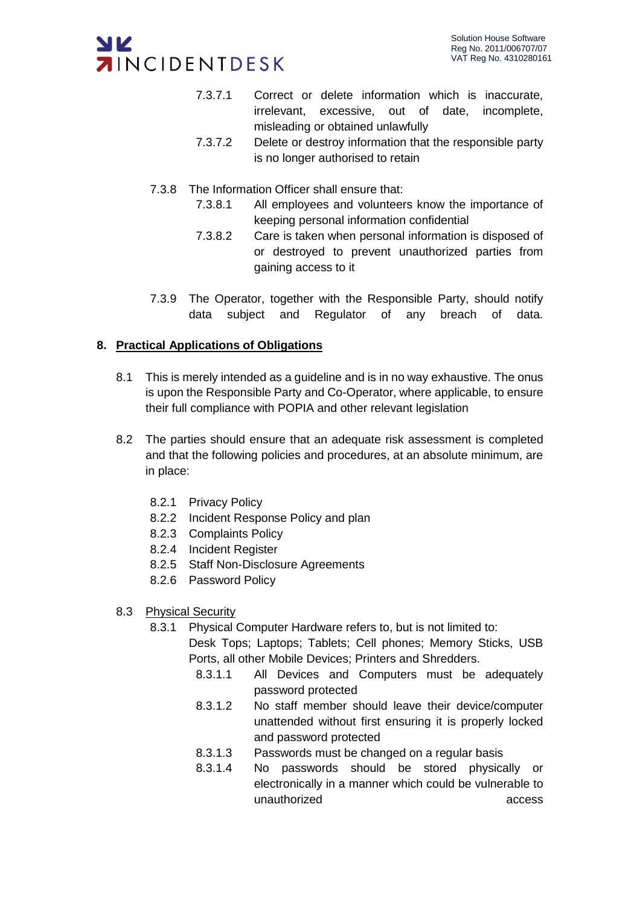7.3.7.1 Correct or delete information which is inaccurate, irrelevant, excessive, out of date, incomplete, misleading or obtained unlawfully

7.3.7.2 Delete or destroy information that the responsible party is no longer authorised to retain

7.3.8 The Information Officer shall ensure that:

7.3.8.1 All employees and volunteers know the importance of keeping personal information confidential

7.3.8.2 Care is taken when personal information is disposed of or destroyed to prevent unauthorized parties from gaining access to it

7.3.9 The Operator, together with the Responsible Party, should notify data subject and Regulator of any breach of data.

## 8. Practical Applications of Obligations

8.1 This is merely intended as a guideline and is in no way exhaustive. The onus is upon the Responsible Party and Co-Operator, where applicable, to ensure their full compliance with POPIA and other relevant legislation

8.2 The parties should ensure that an adequate risk assessment is completed and that the following policies and procedures, at an absolute minimum, are in place:

8.2.1 Privacy Policy

8.2.2 Incident Response Policy and plan

8.2.3 Complaints Policy

8.2.4 Incident Register

8.2.5 Staff Non-Disclosure Agreements

8.2.6 Password Policy

8.3 Physical Security

8.3.1 Physical Computer Hardware refers to, but is not limited to: Desk Tops; Laptops; Tablets; Cell phones; Memory Sticks, USB Ports, all other Mobile Devices; Printers and Shredders.

8.3.1.1 All Devices and Computers must be adequately password protected

8.3.1.2 No staff member should leave their device/computer unattended without first ensuring it is properly locked and password protected

8.3.1.3 Passwords must be changed on a regular basis

8.3.1.4 No passwords should be stored physically or electronically in a manner which could be vulnerable to unauthorized access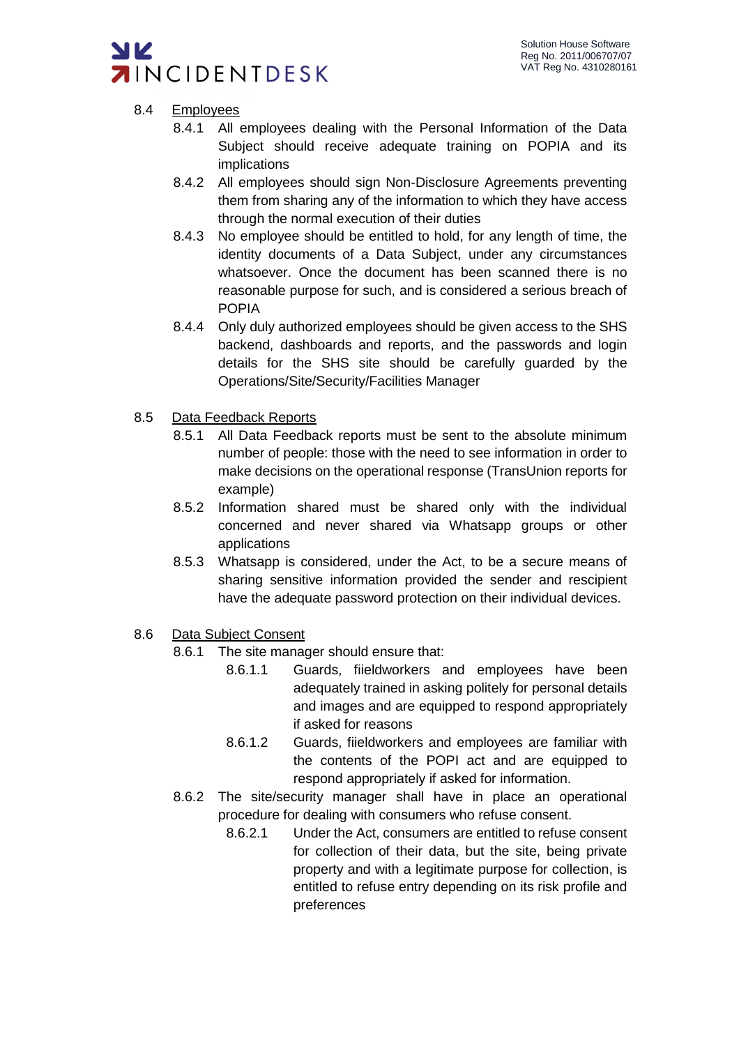8.4 Employees

8.4.1 All employees dealing with the Personal Information of the Data Subject should receive adequate training on POPIA and its implications

8.4.2 All employees should sign Non-Disclosure Agreements preventing them from sharing any of the information to which they have access through the normal execution of their duties

8.4.3 No employee should be entitled to hold, for any length of time, the identity documents of a Data Subject, under any circumstances whatsoever. Once the document has been scanned there is no reasonable purpose for such, and is considered a serious breach of POPIA

8.4.4 Only duly authorized employees should be given access to the SHS backend, dashboards and reports, and the passwords and login details for the SHS site should be carefully guarded by the Operations/Site/Security/Facilities Manager

8.5 Data Feedback Reports

8.5.1 All Data Feedback reports must be sent to the absolute minimum number of people: those with the need to see information in order to make decisions on the operational response (TransUnion reports for example)

8.5.2 Information shared must be shared only with the individual concerned and never shared via Whatsapp groups or other applications

8.5.3 Whatsapp is considered, under the Act, to be a secure means of sharing sensitive information provided the sender and rescipient have the adequate password protection on their individual devices.

8.6 Data Subject Consent

8.6.1 The site manager should ensure that:

8.6.1.1 Guards, fiieldworkers and employees have been adequately trained in asking politely for personal details and images and are equipped to respond appropriately if asked for reasons

8.6.1.2 Guards, fiieldworkers and employees are familiar with the contents of the POPI act and are equipped to respond appropriately if asked for information.

8.6.2 The site/security manager shall have in place an operational procedure for dealing with consumers who refuse consent.

8.6.2.1 Under the Act, consumers are entitled to refuse consent for collection of their data, but the site, being private property and with a legitimate purpose for collection, is entitled to refuse entry depending on its risk profile and preferences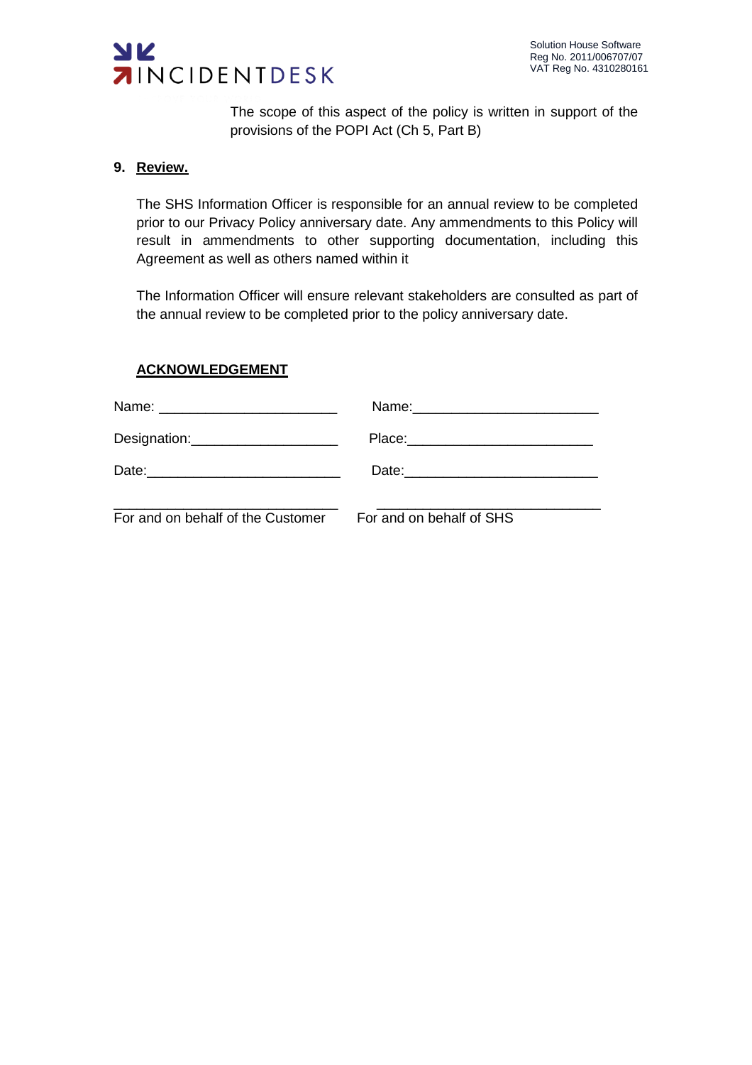The scope of this aspect of the policy is written in support of the provisions of the POPI Act (Ch 5, Part B)

## 9. Review.

The SHS Information Officer is responsible for an annual review to be completed prior to our Privacy Policy anniversary date. Any ammendments to this Policy will result in ammendments to other supporting documentation, including this Agreement as well as others named within it

The Information Officer will ensure relevant stakeholders are consulted as part of the annual review to be completed prior to the policy anniversary date.

**ACKNOWLEDGEMENT**

| | |
|---|---|
| Name: _______________________ | Name:________________________ |
| Designation:___________________ | Place:________________________ |
| Date:_________________________ | Date:_________________________ |
| ______________________________ | ______________________________ |
| For and on behalf of the Customer | For and on behalf of SHS |